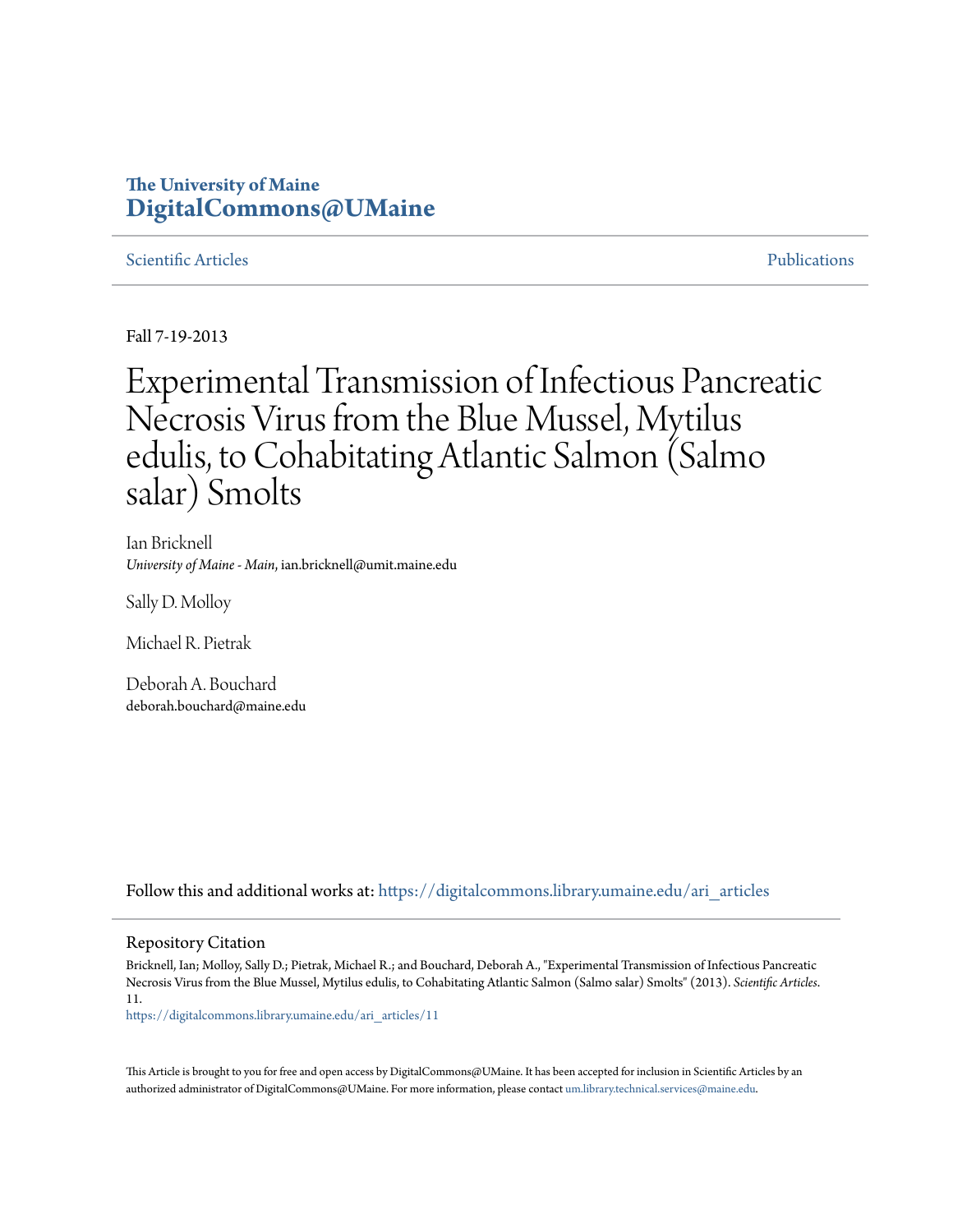The University of Maine
**DigitalCommons@UMaine**

Scientific Articles | Publications

Fall 7-19-2013

# Experimental Transmission of Infectious Pancreatic Necrosis Virus from the Blue Mussel, Mytilus edulis, to Cohabitating Atlantic Salmon (Salmo salar) Smolts

Ian Bricknell
*University of Maine - Main*, ian.bricknell@umit.maine.edu

Sally D. Molloy

Michael R. Pietrak

Deborah A. Bouchard
deborah.bouchard@maine.edu

Follow this and additional works at: https://digitalcommons.library.umaine.edu/ari_articles

## Repository Citation

Bricknell, Ian; Molloy, Sally D.; Pietrak, Michael R.; and Bouchard, Deborah A., "Experimental Transmission of Infectious Pancreatic Necrosis Virus from the Blue Mussel, Mytilus edulis, to Cohabitating Atlantic Salmon (Salmo salar) Smolts" (2013). *Scientific Articles*. 11.
https://digitalcommons.library.umaine.edu/ari_articles/11

This Article is brought to you for free and open access by DigitalCommons@UMaine. It has been accepted for inclusion in Scientific Articles by an authorized administrator of DigitalCommons@UMaine. For more information, please contact um.library.technical.services@maine.edu.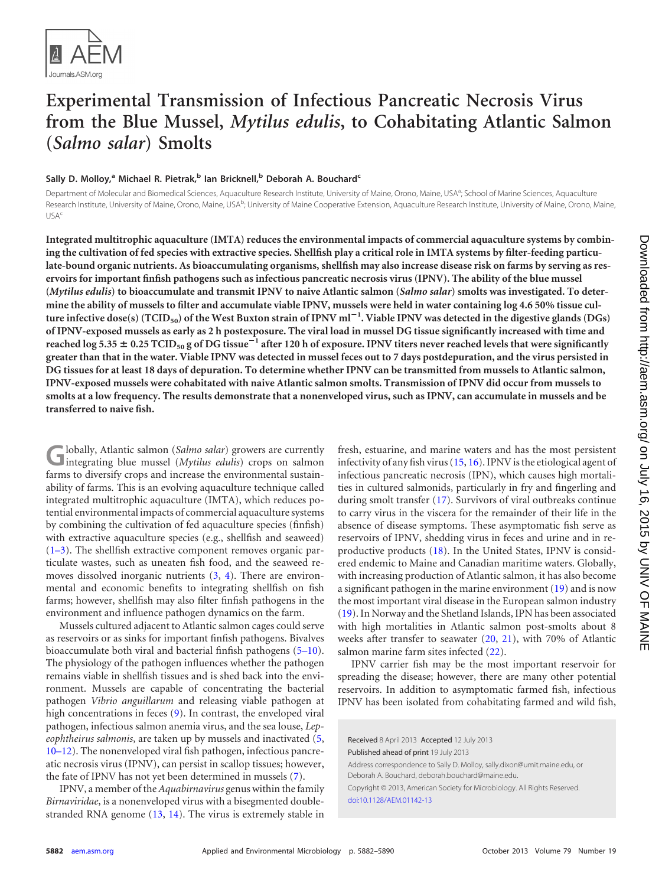# Experimental Transmission of Infectious Pancreatic Necrosis Virus from the Blue Mussel, *Mytilus edulis*, to Cohabitating Atlantic Salmon (*Salmo salar*) Smolts

**Sally D. Molloy,[a] Michael R. Pietrak,[b] Ian Bricknell,[b] Deborah A. Bouchard[c]**

Department of Molecular and Biomedical Sciences, Aquaculture Research Institute, University of Maine, Orono, Maine, USA[a]; School of Marine Sciences, Aquaculture Research Institute, University of Maine, Orono, Maine, USA[b]; University of Maine Cooperative Extension, Aquaculture Research Institute, University of Maine, Orono, Maine, USA[c]

**Integrated multitrophic aquaculture (IMTA) reduces the environmental impacts of commercial aquaculture systems by combining the cultivation of fed species with extractive species. Shellfish play a critical role in IMTA systems by filter-feeding particulate-bound organic nutrients. As bioaccumulating organisms, shellfish may also increase disease risk on farms by serving as reservoirs for important finfish pathogens such as infectious pancreatic necrosis virus (IPNV). The ability of the blue mussel (*Mytilus edulis*) to bioaccumulate and transmit IPNV to naive Atlantic salmon (*Salmo salar*) smolts was investigated. To determine the ability of mussels to filter and accumulate viable IPNV, mussels were held in water containing log 4.6 50% tissue culture infective dose(s) ($TCID_{50}$) of the West Buxton strain of IPNV $ml^{-1}$. Viable IPNV was detected in the digestive glands (DGs) of IPNV-exposed mussels as early as 2 h postexposure. The viral load in mussel DG tissue significantly increased with time and reached log 5.35 ± 0.25 $TCID_{50}$ g of DG tissue$^{-1}$ after 120 h of exposure. IPNV titers never reached levels that were significantly greater than that in the water. Viable IPNV was detected in mussel feces out to 7 days postdepuration, and the virus persisted in DG tissues for at least 18 days of depuration. To determine whether IPNV can be transmitted from mussels to Atlantic salmon, IPNV-exposed mussels were cohabitated with naive Atlantic salmon smolts. Transmission of IPNV did occur from mussels to smolts at a low frequency. The results demonstrate that a nonenveloped virus, such as IPNV, can accumulate in mussels and be transferred to naive fish.**

Globally, Atlantic salmon (*Salmo salar*) growers are currently integrating blue mussel (*Mytilus edulis*) crops on salmon farms to diversify crops and increase the environmental sustainability of farms. This is an evolving aquaculture technique called integrated multitrophic aquaculture (IMTA), which reduces potential environmental impacts of commercial aquaculture systems by combining the cultivation of fed aquaculture species (finfish) with extractive aquaculture species (e.g., shellfish and seaweed) (1–3). The shellfish extractive component removes organic particulate wastes, such as uneaten fish food, and the seaweed removes dissolved inorganic nutrients (3, 4). There are environmental and economic benefits to integrating shellfish on fish farms; however, shellfish may also filter finfish pathogens in the environment and influence pathogen dynamics on the farm.

Mussels cultured adjacent to Atlantic salmon cages could serve as reservoirs or as sinks for important finfish pathogens. Bivalves bioaccumulate both viral and bacterial finfish pathogens (5–10). The physiology of the pathogen influences whether the pathogen remains viable in shellfish tissues and is shed back into the environment. Mussels are capable of concentrating the bacterial pathogen *Vibrio anguillarum* and releasing viable pathogen at high concentrations in feces (9). In contrast, the enveloped viral pathogen, infectious salmon anemia virus, and the sea louse, *Lepeophtheirus salmonis*, are taken up by mussels and inactivated (5, 10–12). The nonenveloped viral fish pathogen, infectious pancreatic necrosis virus (IPNV), can persist in scallop tissues; however, the fate of IPNV has not yet been determined in mussels (7).

IPNV, a member of the *Aquabirnavirus* genus within the family *Birnaviridae*, is a nonenveloped virus with a bisegmented double-stranded RNA genome (13, 14). The virus is extremely stable in fresh, estuarine, and marine waters and has the most persistent infectivity of any fish virus (15, 16). IPNV is the etiological agent of infectious pancreatic necrosis (IPN), which causes high mortalities in cultured salmonids, particularly in fry and fingerling and during smolt transfer (17). Survivors of viral outbreaks continue to carry virus in the viscera for the remainder of their life in the absence of disease symptoms. These asymptomatic fish serve as reservoirs of IPNV, shedding virus in feces and urine and in reproductive products (18). In the United States, IPNV is considered endemic to Maine and Canadian maritime waters. Globally, with increasing production of Atlantic salmon, it has also become a significant pathogen in the marine environment (19) and is now the most important viral disease in the European salmon industry (19). In Norway and the Shetland Islands, IPN has been associated with high mortalities in Atlantic salmon post-smolts about 8 weeks after transfer to seawater (20, 21), with 70% of Atlantic salmon marine farm sites infected (22).

IPNV carrier fish may be the most important reservoir for spreading the disease; however, there are many other potential reservoirs. In addition to asymptomatic farmed fish, infectious IPNV has been isolated from cohabitating farmed and wild fish,

Received 8 April 2013 Accepted 12 July 2013

Published ahead of print 19 July 2013

Address correspondence to Sally D. Molloy, sally.dixon@umit.maine.edu, or Deborah A. Bouchard, deborah.bouchard@maine.edu.

Copyright © 2013, American Society for Microbiology. All Rights Reserved.

doi:10.1128/AEM.01142-13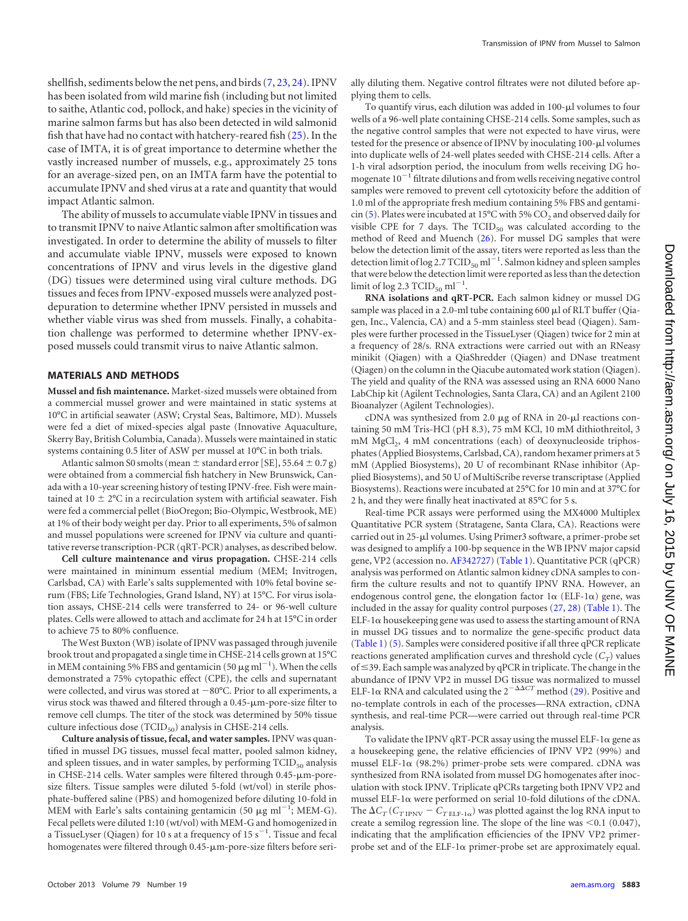shellfish, sediments below the net pens, and birds (7, 23, 24). IPNV has been isolated from wild marine fish (including but not limited to saithe, Atlantic cod, pollock, and hake) species in the vicinity of marine salmon farms but has also been detected in wild salmonid fish that have had no contact with hatchery-reared fish (25). In the case of IMTA, it is of great importance to determine whether the vastly increased number of mussels, e.g., approximately 25 tons for an average-sized pen, on an IMTA farm have the potential to accumulate IPNV and shed virus at a rate and quantity that would impact Atlantic salmon.

The ability of mussels to accumulate viable IPNV in tissues and to transmit IPNV to naive Atlantic salmon after smoltification was investigated. In order to determine the ability of mussels to filter and accumulate viable IPNV, mussels were exposed to known concentrations of IPNV and virus levels in the digestive gland (DG) tissues were determined using viral culture methods. DG tissues and feces from IPNV-exposed mussels were analyzed post-depuration to determine whether IPNV persisted in mussels and whether viable virus was shed from mussels. Finally, a cohabitation challenge was performed to determine whether IPNV-exposed mussels could transmit virus to naive Atlantic salmon.

## MATERIALS AND METHODS

**Mussel and fish maintenance.** Market-sized mussels were obtained from a commercial mussel grower and were maintained in static systems at 10°C in artificial seawater (ASW; Crystal Seas, Baltimore, MD). Mussels were fed a diet of mixed-species algal paste (Innovative Aquaculture, Skerry Bay, British Columbia, Canada). Mussels were maintained in static systems containing 0.5 liter of ASW per mussel at 10°C in both trials.

Atlantic salmon S0 smolts (mean ± standard error [SE], 55.64 ± 0.7 g) were obtained from a commercial fish hatchery in New Brunswick, Canada with a 10-year screening history of testing IPNV-free. Fish were maintained at 10 ± 2°C in a recirculation system with artificial seawater. Fish were fed a commercial pellet (BioOregon; Bio-Olympic, Westbrook, ME) at 1% of their body weight per day. Prior to all experiments, 5% of salmon and mussel populations were screened for IPNV via culture and quantitative reverse transcription-PCR (qRT-PCR) analyses, as described below.

**Cell culture maintenance and virus propagation.** CHSE-214 cells were maintained in minimum essential medium (MEM; Invitrogen, Carlsbad, CA) with Earle's salts supplemented with 10% fetal bovine serum (FBS; Life Technologies, Grand Island, NY) at 15°C. For virus isolation assays, CHSE-214 cells were transferred to 24- or 96-well culture plates. Cells were allowed to attach and acclimate for 24 h at 15°C in order to achieve 75 to 80% confluence.

The West Buxton (WB) isolate of IPNV was passaged through juvenile brook trout and propagated a single time in CHSE-214 cells grown at 15°C in MEM containing 5% FBS and gentamicin (50 μg $ml^{-1}$). When the cells demonstrated a 75% cytopathic effect (CPE), the cells and supernatant were collected, and virus was stored at −80°C. Prior to all experiments, a virus stock was thawed and filtered through a 0.45-μm-pore-size filter to remove cell clumps. The titer of the stock was determined by 50% tissue culture infectious dose ($TCID_{50}$) analysis in CHSE-214 cells.

**Culture analysis of tissue, fecal, and water samples.** IPNV was quantified in mussel DG tissues, mussel fecal matter, pooled salmon kidney, and spleen tissues, and in water samples, by performing $TCID_{50}$ analysis in CHSE-214 cells. Water samples were filtered through 0.45-μm-pore-size filters. Tissue samples were diluted 5-fold (wt/vol) in sterile phosphate-buffered saline (PBS) and homogenized before diluting 10-fold in MEM with Earle's salts containing gentamicin (50 μg $ml^{-1}$; MEM-G). Fecal pellets were diluted 1:10 (wt/vol) with MEM-G and homogenized in a TissueLyser (Qiagen) for 10 s at a frequency of 15 $s^{-1}$. Tissue and fecal homogenates were filtered through 0.45-μm-pore-size filters before serially diluting them. Negative control filtrates were not diluted before applying them to cells.

To quantify virus, each dilution was added in 100-μl volumes to four wells of a 96-well plate containing CHSE-214 cells. Some samples, such as the negative control samples that were not expected to have virus, were tested for the presence or absence of IPNV by inoculating 100-μl volumes into duplicate wells of 24-well plates seeded with CHSE-214 cells. After a 1-h viral adsorption period, the inoculum from wells receiving DG homogenate $10^{-1}$ filtrate dilutions and from wells receiving negative control samples were removed to prevent cell cytotoxicity before the addition of 1.0 ml of the appropriate fresh medium containing 5% FBS and gentamicin (5). Plates were incubated at 15°C with 5% $CO_2$ and observed daily for visible CPE for 7 days. The $TCID_{50}$ was calculated according to the method of Reed and Muench (26). For mussel DG samples that were below the detection limit of the assay, titers were reported as less than the detection limit of log 2.7 $TCID_{50}$ $ml^{-1}$. Salmon kidney and spleen samples that were below the detection limit were reported as less than the detection limit of log 2.3 $TCID_{50}$ $ml^{-1}$.

**RNA isolations and qRT-PCR.** Each salmon kidney or mussel DG sample was placed in a 2.0-ml tube containing 600 μl of RLT buffer (Qiagen, Inc., Valencia, CA) and a 5-mm stainless steel bead (Qiagen). Samples were further processed in the TissueLyser (Qiagen) twice for 2 min at a frequency of 28/s. RNA extractions were carried out with an RNeasy minikit (Qiagen) with a QiaShredder (Qiagen) and DNase treatment (Qiagen) on the column in the Qiacube automated work station (Qiagen). The yield and quality of the RNA was assessed using an RNA 6000 Nano LabChip kit (Agilent Technologies, Santa Clara, CA) and an Agilent 2100 Bioanalyzer (Agilent Technologies).

cDNA was synthesized from 2.0 μg of RNA in 20-μl reactions containing 50 mM Tris-HCl (pH 8.3), 75 mM KCl, 10 mM dithiothreitol, 3 mM $MgCl_2$, 4 mM concentrations (each) of deoxynucleoside triphosphates (Applied Biosystems, Carlsbad, CA), random hexamer primers at 5 mM (Applied Biosystems), 20 U of recombinant RNase inhibitor (Applied Biosystems), and 50 U of MultiScribe reverse transcriptase (Applied Biosystems). Reactions were incubated at 25°C for 10 min and at 37°C for 2 h, and they were finally heat inactivated at 85°C for 5 s.

Real-time PCR assays were performed using the MX4000 Multiplex Quantitative PCR system (Stratagene, Santa Clara, CA). Reactions were carried out in 25-μl volumes. Using Primer3 software, a primer-probe set was designed to amplify a 100-bp sequence in the WB IPNV major capsid gene, VP2 (accession no. AF342727) (Table 1). Quantitative PCR (qPCR) analysis was performed on Atlantic salmon kidney cDNA samples to confirm the culture results and not to quantify IPNV RNA. However, an endogenous control gene, the elongation factor 1α (ELF-1α) gene, was included in the assay for quality control purposes (27, 28) (Table 1). The ELF-1α housekeeping gene was used to assess the starting amount of RNA in mussel DG tissues and to normalize the gene-specific product data (Table 1) (5). Samples were considered positive if all three qPCR replicate reactions generated amplification curves and threshold cycle ($C_T$) values of ≤39. Each sample was analyzed by qPCR in triplicate. The change in the abundance of IPNV VP2 in mussel DG tissue was normalized to mussel ELF-1α RNA and calculated using the $2^{-\Delta\Delta CT}$ method (29). Positive and no-template controls in each of the processes—RNA extraction, cDNA synthesis, and real-time PCR—were carried out through real-time PCR analysis.

To validate the IPNV qRT-PCR assay using the mussel ELF-1α gene as a housekeeping gene, the relative efficiencies of IPNV VP2 (99%) and mussel ELF-1α (98.2%) primer-probe sets were compared. cDNA was synthesized from RNA isolated from mussel DG homogenates after inoculation with stock IPNV. Triplicate qPCRs targeting both IPNV VP2 and mussel ELF-1α were performed on serial 10-fold dilutions of the cDNA. The $\Delta C_T$ ($C_{T\,\mathrm{IPNV}} - C_{T\,\mathrm{ELF\text{-}1\alpha}}$) was plotted against the log RNA input to create a semilog regression line. The slope of the line was <0.1 (0.047), indicating that the amplification efficiencies of the IPNV VP2 primer-probe set and of the ELF-1α primer-probe set are approximately equal.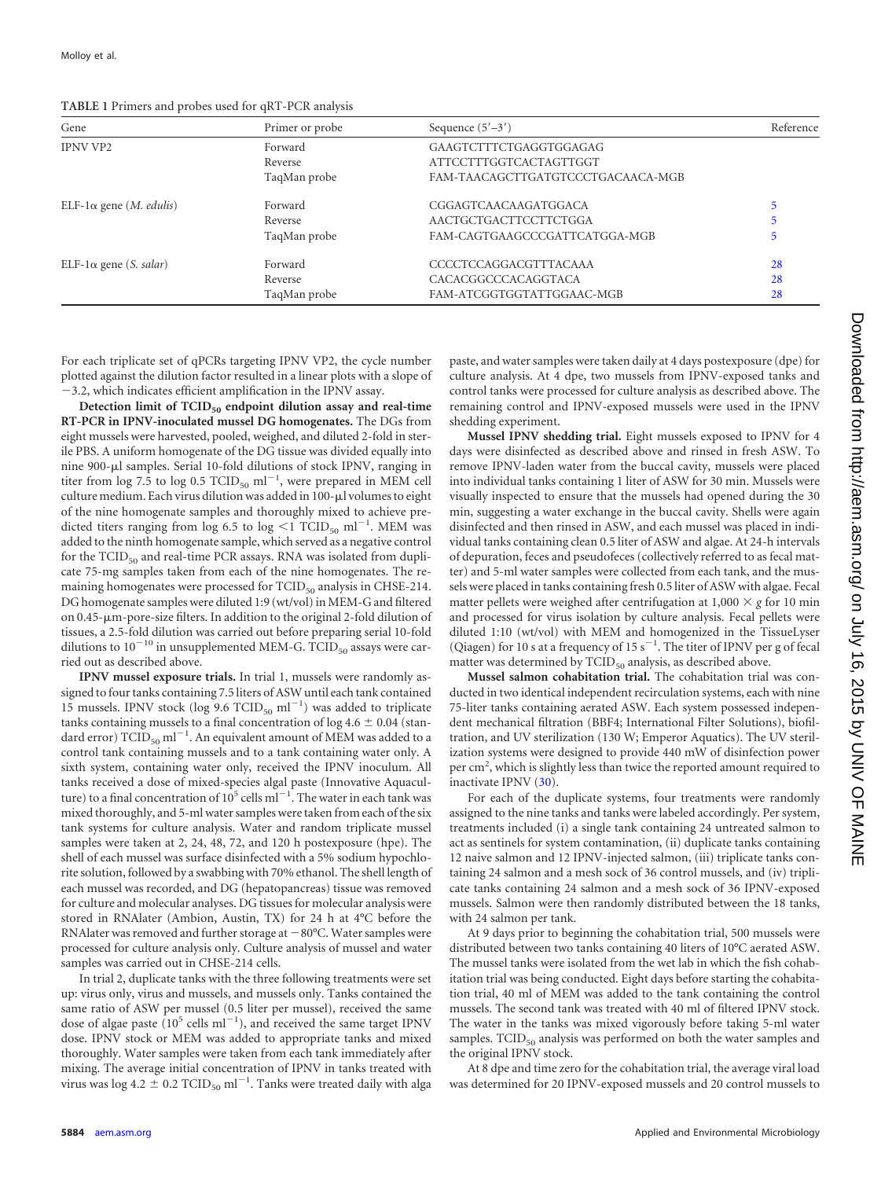**TABLE 1** Primers and probes used for qRT-PCR analysis

| Gene | Primer or probe | Sequence (5′–3′) | Reference |
| --- | --- | --- | --- |
| IPNV VP2 | Forward | GAAGTCTTTCTGAGGTGGAGAG | |
| | Reverse | ATTCCTTTGGTCACTAGTTGGT | |
| | TaqMan probe | FAM-TAACAGCTTGATGTCCCTGACAACA-MGB | |
| ELF-1α gene (*M. edulis*) | Forward | CGGAGTCAACAAGATGGACA | 5 |
| | Reverse | AACTGCTGACTTCCTTCTGGA | 5 |
| | TaqMan probe | FAM-CAGTGAAGCCCGATTCATGGA-MGB | 5 |
| ELF-1α gene (*S. salar*) | Forward | CCCCTCCAGGACGTTTACAAA | 28 |
| | Reverse | CACACGGCCCACAGGTACA | 28 |
| | TaqMan probe | FAM-ATCGGTGGTATTGGAAC-MGB | 28 |

For each triplicate set of qPCRs targeting IPNV VP2, the cycle number plotted against the dilution factor resulted in a linear plots with a slope of −3.2, which indicates efficient amplification in the IPNV assay.

**Detection limit of $TCID_{50}$ endpoint dilution assay and real-time RT-PCR in IPNV-inoculated mussel DG homogenates.** The DGs from eight mussels were harvested, pooled, weighed, and diluted 2-fold in sterile PBS. A uniform homogenate of the DG tissue was divided equally into nine 900-μl samples. Serial 10-fold dilutions of stock IPNV, ranging in titer from log 7.5 to log 0.5 $TCID_{50}$ $ml^{-1}$, were prepared in MEM cell culture medium. Each virus dilution was added in 100-μl volumes to eight of the nine homogenate samples and thoroughly mixed to achieve predicted titers ranging from log 6.5 to log <1 $TCID_{50}$ $ml^{-1}$. MEM was added to the ninth homogenate sample, which served as a negative control for the $TCID_{50}$ and real-time PCR assays. RNA was isolated from duplicate 75-mg samples taken from each of the nine homogenates. The remaining homogenates were processed for $TCID_{50}$ analysis in CHSE-214. DG homogenate samples were diluted 1:9 (wt/vol) in MEM-G and filtered on 0.45-μm-pore-size filters. In addition to the original 2-fold dilution of tissues, a 2.5-fold dilution was carried out before preparing serial 10-fold dilutions to $10^{-10}$ in unsupplemented MEM-G. $TCID_{50}$ assays were carried out as described above.

**IPNV mussel exposure trials.** In trial 1, mussels were randomly assigned to four tanks containing 7.5 liters of ASW until each tank contained 15 mussels. IPNV stock (log 9.6 $TCID_{50}$ $ml^{-1}$) was added to triplicate tanks containing mussels to a final concentration of log 4.6 ± 0.04 (standard error) $TCID_{50}$ $ml^{-1}$. An equivalent amount of MEM was added to a control tank containing mussels and to a tank containing water only. A sixth system, containing water only, received the IPNV inoculum. All tanks received a dose of mixed-species algal paste (Innovative Aquaculture) to a final concentration of $10^5$ cells $ml^{-1}$. The water in each tank was mixed thoroughly, and 5-ml water samples were taken from each of the six tank systems for culture analysis. Water and random triplicate mussel samples were taken at 2, 24, 48, 72, and 120 h postexposure (hpe). The shell of each mussel was surface disinfected with a 5% sodium hypochlorite solution, followed by a swabbing with 70% ethanol. The shell length of each mussel was recorded, and DG (hepatopancreas) tissue was removed for culture and molecular analyses. DG tissues for molecular analysis were stored in RNAlater (Ambion, Austin, TX) for 24 h at 4°C before the RNAlater was removed and further storage at −80°C. Water samples were processed for culture analysis only. Culture analysis of mussel and water samples was carried out in CHSE-214 cells.

In trial 2, duplicate tanks with the three following treatments were set up: virus only, virus and mussels, and mussels only. Tanks contained the same ratio of ASW per mussel (0.5 liter per mussel), received the same dose of algae paste ($10^5$ cells $ml^{-1}$), and received the same target IPNV dose. IPNV stock or MEM was added to appropriate tanks and mixed thoroughly. Water samples were taken from each tank immediately after mixing. The average initial concentration of IPNV in tanks treated with virus was log 4.2 ± 0.2 $TCID_{50}$ $ml^{-1}$. Tanks were treated daily with alga paste, and water samples were taken daily at 4 days postexposure (dpe) for culture analysis. At 4 dpe, two mussels from IPNV-exposed tanks and control tanks were processed for culture analysis as described above. The remaining control and IPNV-exposed mussels were used in the IPNV shedding experiment.

**Mussel IPNV shedding trial.** Eight mussels exposed to IPNV for 4 days were disinfected as described above and rinsed in fresh ASW. To remove IPNV-laden water from the buccal cavity, mussels were placed into individual tanks containing 1 liter of ASW for 30 min. Mussels were visually inspected to ensure that the mussels had opened during the 30 min, suggesting a water exchange in the buccal cavity. Shells were again disinfected and then rinsed in ASW, and each mussel was placed in individual tanks containing clean 0.5 liter of ASW and algae. At 24-h intervals of depuration, feces and pseudofeces (collectively referred to as fecal matter) and 5-ml water samples were collected from each tank, and the mussels were placed in tanks containing fresh 0.5 liter of ASW with algae. Fecal matter pellets were weighed after centrifugation at 1,000 × *g* for 10 min and processed for virus isolation by culture analysis. Fecal pellets were diluted 1:10 (wt/vol) with MEM and homogenized in the TissueLyser (Qiagen) for 10 s at a frequency of 15 $s^{-1}$. The titer of IPNV per g of fecal matter was determined by $TCID_{50}$ analysis, as described above.

**Mussel salmon cohabitation trial.** The cohabitation trial was conducted in two identical independent recirculation systems, each with nine 75-liter tanks containing aerated ASW. Each system possessed independent mechanical filtration (BBF4; International Filter Solutions), biofiltration, and UV sterilization (130 W; Emperor Aquatics). The UV sterilization systems were designed to provide 440 mW of disinfection power per $cm^2$, which is slightly less than twice the reported amount required to inactivate IPNV (30).

For each of the duplicate systems, four treatments were randomly assigned to the nine tanks and tanks were labeled accordingly. Per system, treatments included (i) a single tank containing 24 untreated salmon to act as sentinels for system contamination, (ii) duplicate tanks containing 12 naive salmon and 12 IPNV-injected salmon, (iii) triplicate tanks containing 24 salmon and a mesh sock of 36 control mussels, and (iv) triplicate tanks containing 24 salmon and a mesh sock of 36 IPNV-exposed mussels. Salmon were then randomly distributed between the 18 tanks, with 24 salmon per tank.

At 9 days prior to beginning the cohabitation trial, 500 mussels were distributed between two tanks containing 40 liters of 10°C aerated ASW. The mussel tanks were isolated from the wet lab in which the fish cohabitation trial was being conducted. Eight days before starting the cohabitation trial, 40 ml of MEM was added to the tank containing the control mussels. The second tank was treated with 40 ml of filtered IPNV stock. The water in the tanks was mixed vigorously before taking 5-ml water samples. $TCID_{50}$ analysis was performed on both the water samples and the original IPNV stock.

At 8 dpe and time zero for the cohabitation trial, the average viral load was determined for 20 IPNV-exposed mussels and 20 control mussels to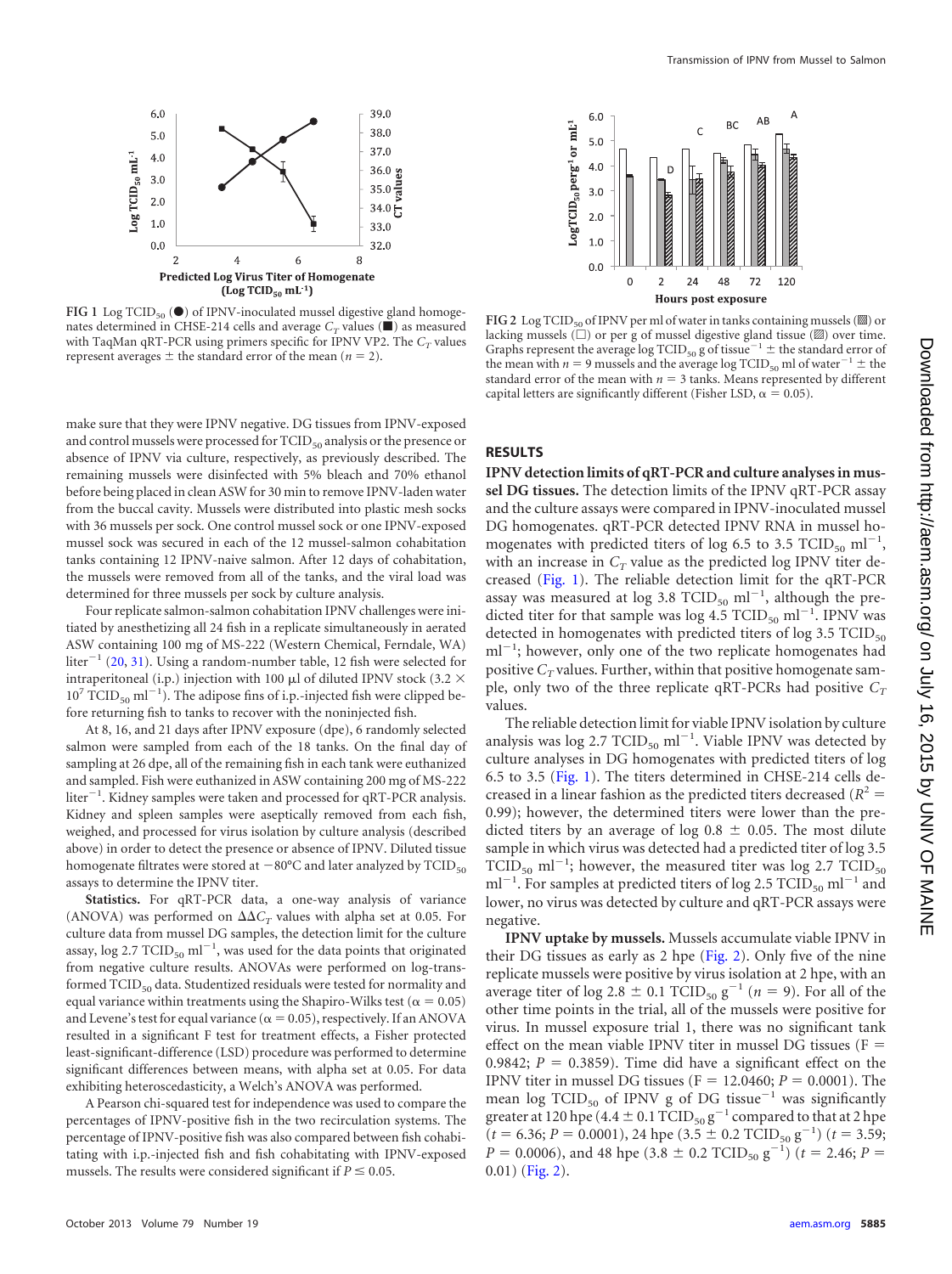FIG 1 Log $TCID_{50}$ (●) of IPNV-inoculated mussel digestive gland homogenates determined in CHSE-214 cells and average $C_T$ values (■) as measured with TaqMan qRT-PCR using primers specific for IPNV VP2. The $C_T$ values represent averages ± the standard error of the mean ($n = 2$).

FIG 2 Log $TCID_{50}$ of IPNV per ml of water in tanks containing mussels (▨) or lacking mussels (□) or per g of mussel digestive gland tissue (▨) over time. Graphs represent the average log $TCID_{50}$ g of tissue$^{-1}$ ± the standard error of the mean with $n = 9$ mussels and the average log $TCID_{50}$ ml of water$^{-1}$ ± the standard error of the mean with $n = 3$ tanks. Means represented by different capital letters are significantly different (Fisher LSD, $\alpha = 0.05$).

make sure that they were IPNV negative. DG tissues from IPNV-exposed and control mussels were processed for $TCID_{50}$ analysis or the presence or absence of IPNV via culture, respectively, as previously described. The remaining mussels were disinfected with 5% bleach and 70% ethanol before being placed in clean ASW for 30 min to remove IPNV-laden water from the buccal cavity. Mussels were distributed into plastic mesh socks with 36 mussels per sock. One control mussel sock or one IPNV-exposed mussel sock was secured in each of the 12 mussel-salmon cohabitation tanks containing 12 IPNV-naive salmon. After 12 days of cohabitation, the mussels were removed from all of the tanks, and the viral load was determined for three mussels per sock by culture analysis.

Four replicate salmon-salmon cohabitation IPNV challenges were initiated by anesthetizing all 24 fish in a replicate simultaneously in aerated ASW containing 100 mg of MS-222 (Western Chemical, Ferndale, WA) liter$^{-1}$ (20, 31). Using a random-number table, 12 fish were selected for intraperitoneal (i.p.) injection with 100 μl of diluted IPNV stock ($3.2 \times 10^7$ $TCID_{50}$ ml$^{-1}$). The adipose fins of i.p.-injected fish were clipped before returning fish to tanks to recover with the noninjected fish.

At 8, 16, and 21 days after IPNV exposure (dpe), 6 randomly selected salmon were sampled from each of the 18 tanks. On the final day of sampling at 26 dpe, all of the remaining fish in each tank were euthanized and sampled. Fish were euthanized in ASW containing 200 mg of MS-222 liter$^{-1}$. Kidney samples were taken and processed for qRT-PCR analysis. Kidney and spleen samples were aseptically removed from each fish, weighed, and processed for virus isolation by culture analysis (described above) in order to detect the presence or absence of IPNV. Diluted tissue homogenate filtrates were stored at −80°C and later analyzed by $TCID_{50}$ assays to determine the IPNV titer.

**Statistics.** For qRT-PCR data, a one-way analysis of variance (ANOVA) was performed on $\Delta\Delta C_T$ values with alpha set at 0.05. For culture data from mussel DG samples, the detection limit for the culture assay, log 2.7 $TCID_{50}$ ml$^{-1}$, was used for the data points that originated from negative culture results. ANOVAs were performed on log-transformed $TCID_{50}$ data. Studentized residuals were tested for normality and equal variance within treatments using the Shapiro-Wilks test ($\alpha = 0.05$) and Levene's test for equal variance ($\alpha = 0.05$), respectively. If an ANOVA resulted in a significant F test for treatment effects, a Fisher protected least-significant-difference (LSD) procedure was performed to determine significant differences between means, with alpha set at 0.05. For data exhibiting heteroscedasticity, a Welch's ANOVA was performed.

A Pearson chi-squared test for independence was used to compare the percentages of IPNV-positive fish in the two recirculation systems. The percentage of IPNV-positive fish was also compared between fish cohabitating with i.p.-injected fish and fish cohabitating with IPNV-exposed mussels. The results were considered significant if $P \leq 0.05$.

## RESULTS

**IPNV detection limits of qRT-PCR and culture analyses in mussel DG tissues.** The detection limits of the IPNV qRT-PCR assay and the culture assays were compared in IPNV-inoculated mussel DG homogenates. qRT-PCR detected IPNV RNA in mussel homogenates with predicted titers of log 6.5 to 3.5 $TCID_{50}$ ml$^{-1}$, with an increase in $C_T$ value as the predicted log IPNV titer decreased (Fig. 1). The reliable detection limit for the qRT-PCR assay was measured at log 3.8 $TCID_{50}$ ml$^{-1}$, although the predicted titer for that sample was log 4.5 $TCID_{50}$ ml$^{-1}$. IPNV was detected in homogenates with predicted titers of log 3.5 $TCID_{50}$ ml$^{-1}$; however, only one of the two replicate homogenates had positive $C_T$ values. Further, within that positive homogenate sample, only two of the three replicate qRT-PCRs had positive $C_T$ values.

The reliable detection limit for viable IPNV isolation by culture analysis was log 2.7 $TCID_{50}$ ml$^{-1}$. Viable IPNV was detected by culture analyses in DG homogenates with predicted titers of log 6.5 to 3.5 (Fig. 1). The titers determined in CHSE-214 cells decreased in a linear fashion as the predicted titers decreased ($R^2 = 0.99$); however, the determined titers were lower than the predicted titers by an average of log 0.8 ± 0.05. The most dilute sample in which virus was detected had a predicted titer of log 3.5 $TCID_{50}$ ml$^{-1}$; however, the measured titer was log 2.7 $TCID_{50}$ ml$^{-1}$. For samples at predicted titers of log 2.5 $TCID_{50}$ ml$^{-1}$ and lower, no virus was detected by culture and qRT-PCR assays were negative.

**IPNV uptake by mussels.** Mussels accumulate viable IPNV in their DG tissues as early as 2 hpe (Fig. 2). Only five of the nine replicate mussels were positive by virus isolation at 2 hpe, with an average titer of log 2.8 ± 0.1 $TCID_{50}$ g$^{-1}$ ($n = 9$). For all of the other time points in the trial, all of the mussels were positive for virus. In mussel exposure trial 1, there was no significant tank effect on the mean viable IPNV titer in mussel DG tissues ($F = 0.9842$; $P = 0.3859$). Time did have a significant effect on the IPNV titer in mussel DG tissues ($F = 12.0460$; $P = 0.0001$). The mean log $TCID_{50}$ of IPNV g of DG tissue$^{-1}$ was significantly greater at 120 hpe (4.4 ± 0.1 $TCID_{50}$ g$^{-1}$ compared to that at 2 hpe ($t = 6.36$; $P = 0.0001$), 24 hpe (3.5 ± 0.2 $TCID_{50}$ g$^{-1}$) ($t = 3.59$; $P = 0.0006$), and 48 hpe (3.8 ± 0.2 $TCID_{50}$ g$^{-1}$) ($t = 2.46$; $P = 0.01$) (Fig. 2).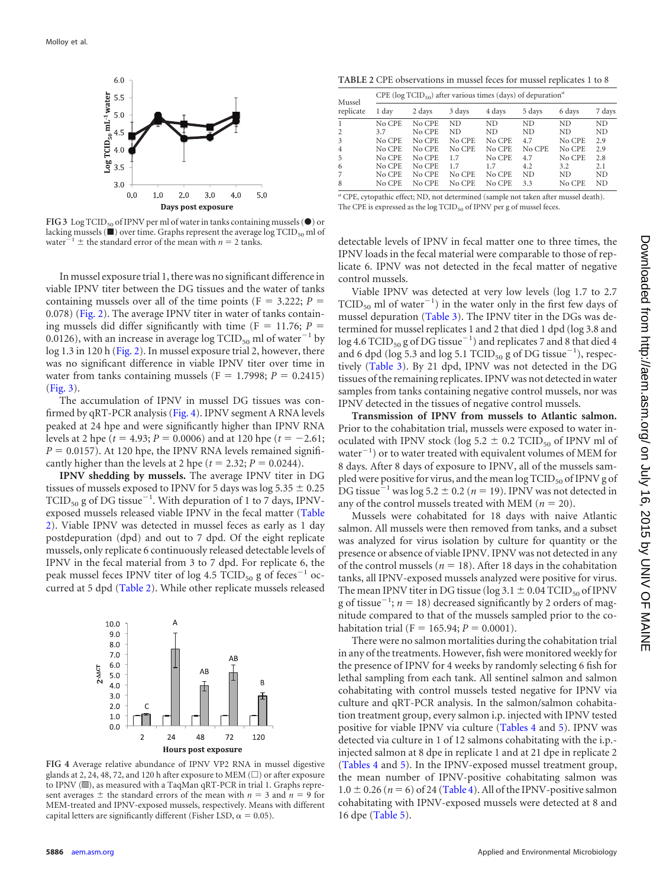FIG 3 Log $TCID_{50}$ of IPNV per ml of water in tanks containing mussels (●) or lacking mussels (■) over time. Graphs represent the average log $TCID_{50}$ ml of water$^{-1}$ ± the standard error of the mean with $n = 2$ tanks.

In mussel exposure trial 1, there was no significant difference in viable IPNV titer between the DG tissues and the water of tanks containing mussels over all of the time points ($F = 3.222$; $P = 0.078$) (Fig. 2). The average IPNV titer in water of tanks containing mussels did differ significantly with time ($F = 11.76$; $P = 0.0126$), with an increase in average log $TCID_{50}$ ml of water$^{-1}$ by log 1.3 in 120 h (Fig. 2). In mussel exposure trial 2, however, there was no significant difference in viable IPNV titer over time in water from tanks containing mussels ($F = 1.7998$; $P = 0.2415$) (Fig. 3).

The accumulation of IPNV in mussel DG tissues was confirmed by qRT-PCR analysis (Fig. 4). IPNV segment A RNA levels peaked at 24 hpe and were significantly higher than IPNV RNA levels at 2 hpe ($t = 4.93$; $P = 0.0006$) and at 120 hpe ($t = -2.61$; $P = 0.0157$). At 120 hpe, the IPNV RNA levels remained significantly higher than the levels at 2 hpe ($t = 2.32$; $P = 0.0244$).

**IPNV shedding by mussels.** The average IPNV titer in DG tissues of mussels exposed to IPNV for 5 days was log 5.35 ± 0.25 $TCID_{50}$ g of DG tissue$^{-1}$. With depuration of 1 to 7 days, IPNV-exposed mussels released viable IPNV in the fecal matter (Table 2). Viable IPNV was detected in mussel feces as early as 1 day postdepuration (dpd) and out to 7 dpd. Of the eight replicate mussels, only replicate 6 continuously released detectable levels of IPNV in the fecal material from 3 to 7 dpd. For replicate 6, the peak mussel feces IPNV titer of log 4.5 $TCID_{50}$ g of feces$^{-1}$ occurred at 5 dpd (Table 2). While other replicate mussels released detectable levels of IPNV in fecal matter one to three times, the IPNV loads in the fecal material were comparable to those of replicate 6. IPNV was not detected in the fecal matter of negative control mussels.

FIG 4 Average relative abundance of IPNV VP2 RNA in mussel digestive glands at 2, 24, 48, 72, and 120 h after exposure to MEM (□) or after exposure to IPNV (▨), as measured with a TaqMan qRT-PCR in trial 1. Graphs represent averages ± the standard errors of the mean with $n = 3$ and $n = 9$ for MEM-treated and IPNV-exposed mussels, respectively. Means with different capital letters are significantly different (Fisher LSD, $\alpha = 0.05$).

**TABLE 2** CPE observations in mussel feces for mussel replicates 1 to 8

| Mussel replicate | CPE (log $TCID_{50}$) after various times (days) of depuration[a] | | | | | | |
|---|---|---|---|---|---|---|---|
| | 1 day | 2 days | 3 days | 4 days | 5 days | 6 days | 7 days |
| 1 | No CPE | No CPE | ND | ND | ND | ND | ND |
| 2 | 3.7 | No CPE | ND | ND | ND | ND | ND |
| 3 | No CPE | No CPE | No CPE | No CPE | 4.7 | No CPE | 2.9 |
| 4 | No CPE | No CPE | No CPE | No CPE | No CPE | No CPE | 2.9 |
| 5 | No CPE | No CPE | 1.7 | No CPE | 4.7 | No CPE | 2.8 |
| 6 | No CPE | No CPE | 1.7 | 1.7 | 4.2 | 3.2 | 2.1 |
| 7 | No CPE | No CPE | No CPE | No CPE | ND | ND | ND |
| 8 | No CPE | No CPE | No CPE | No CPE | 3.3 | No CPE | ND |

[a] CPE, cytopathic effect; ND, not determined (sample not taken after mussel death). The CPE is expressed as the log $TCID_{50}$ of IPNV per g of mussel feces.

Viable IPNV was detected at very low levels (log 1.7 to 2.7 $TCID_{50}$ ml of water$^{-1}$) in the water only in the first few days of mussel depuration (Table 3). The IPNV titer in the DGs was determined for mussel replicates 1 and 2 that died 1 dpd (log 3.8 and log 4.6 $TCID_{50}$ g of DG tissue$^{-1}$) and replicates 7 and 8 that died 4 and 6 dpd (log 5.3 and log 5.1 $TCID_{50}$ g of DG tissue$^{-1}$), respectively (Table 3). By 21 dpd, IPNV was not detected in the DG tissues of the remaining replicates. IPNV was not detected in water samples from tanks containing negative control mussels, nor was IPNV detected in the tissues of negative control mussels.

**Transmission of IPNV from mussels to Atlantic salmon.** Prior to the cohabitation trial, mussels were exposed to water inoculated with IPNV stock (log 5.2 ± 0.2 $TCID_{50}$ of IPNV ml of water$^{-1}$) or to water treated with equivalent volumes of MEM for 8 days. After 8 days of exposure to IPNV, all of the mussels sampled were positive for virus, and the mean log $TCID_{50}$ of IPNV g of DG tissue$^{-1}$ was log 5.2 ± 0.2 ($n = 19$). IPNV was not detected in any of the control mussels treated with MEM ($n = 20$).

Mussels were cohabitated for 18 days with naive Atlantic salmon. All mussels were then removed from tanks, and a subset was analyzed for virus isolation by culture for quantity or the presence or absence of viable IPNV. IPNV was not detected in any of the control mussels ($n = 18$). After 18 days in the cohabitation tanks, all IPNV-exposed mussels analyzed were positive for virus. The mean IPNV titer in DG tissue (log 3.1 ± 0.04 $TCID_{50}$ of IPNV g of tissue$^{-1}$; $n = 18$) decreased significantly by 2 orders of magnitude compared to that of the mussels sampled prior to the cohabitation trial ($F = 165.94$; $P = 0.0001$).

There were no salmon mortalities during the cohabitation trial in any of the treatments. However, fish were monitored weekly for the presence of IPNV for 4 weeks by randomly selecting 6 fish for lethal sampling from each tank. All sentinel salmon and salmon cohabitating with control mussels tested negative for IPNV via culture and qRT-PCR analysis. In the salmon/salmon cohabitation treatment group, every salmon i.p. injected with IPNV tested positive for viable IPNV via culture (Tables 4 and 5). IPNV was detected via culture in 1 of 12 salmons cohabitating with the i.p.-injected salmon at 8 dpe in replicate 1 and at 21 dpe in replicate 2 (Tables 4 and 5). In the IPNV-exposed mussel treatment group, the mean number of IPNV-positive cohabitating salmon was 1.0 ± 0.26 ($n = 6$) of 24 (Table 4). All of the IPNV-positive salmon cohabitating with IPNV-exposed mussels were detected at 8 and 16 dpe (Table 5).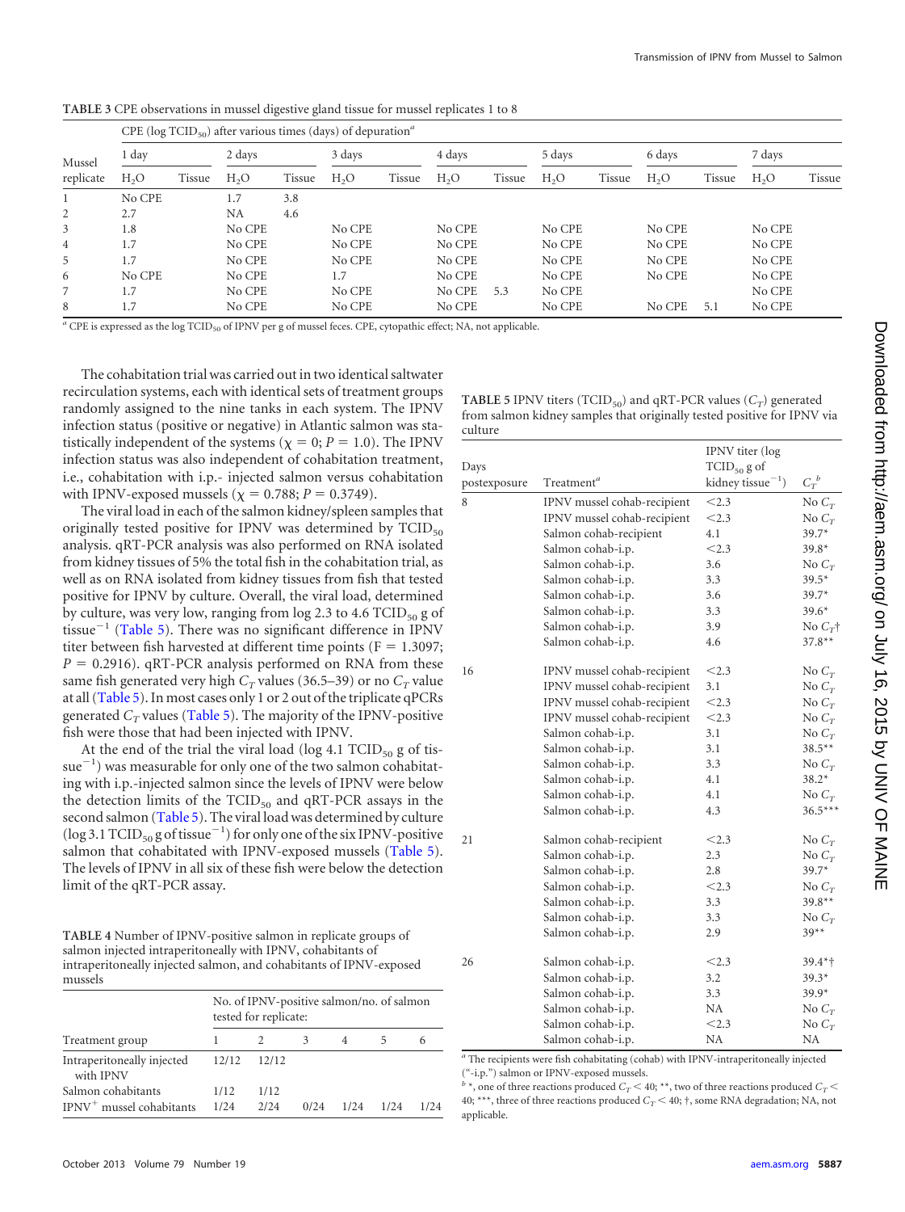**TABLE 3** CPE observations in mussel digestive gland tissue for mussel replicates 1 to 8

| Mussel replicate | CPE (log $TCID_{50}$) after various times (days) of depuration[a] | | | | | | | | | | | | | |
|---|---|---|---|---|---|---|---|---|---|---|---|---|---|---|
| | 1 day | | 2 days | | 3 days | | 4 days | | 5 days | | 6 days | | 7 days | |
| | $H_2O$ | Tissue | $H_2O$ | Tissue | $H_2O$ | Tissue | $H_2O$ | Tissue | $H_2O$ | Tissue | $H_2O$ | Tissue | $H_2O$ | Tissue |
| 1 | No CPE | | 1.7 | 3.8 | | | | | | | | | | |
| 2 | 2.7 | | NA | 4.6 | | | | | | | | | | |
| 3 | 1.8 | | No CPE | | No CPE | | No CPE | | No CPE | | No CPE | | No CPE | |
| 4 | 1.7 | | No CPE | | No CPE | | No CPE | | No CPE | | No CPE | | No CPE | |
| 5 | 1.7 | | No CPE | | No CPE | | No CPE | | No CPE | | No CPE | | No CPE | |
| 6 | No CPE | | No CPE | | 1.7 | | No CPE | | No CPE | | No CPE | | No CPE | |
| 7 | 1.7 | | No CPE | | No CPE | | No CPE | 5.3 | No CPE | | | | No CPE | |
| 8 | 1.7 | | No CPE | | No CPE | | No CPE | | No CPE | | No CPE | 5.1 | No CPE | |

[a] CPE is expressed as the log $TCID_{50}$ of IPNV per g of mussel feces. CPE, cytopathic effect; NA, not applicable.

The cohabitation trial was carried out in two identical saltwater recirculation systems, each with identical sets of treatment groups randomly assigned to the nine tanks in each system. The IPNV infection status (positive or negative) in Atlantic salmon was statistically independent of the systems ($\chi = 0$; $P = 1.0$). The IPNV infection status was also independent of cohabitation treatment, i.e., cohabitation with i.p.- injected salmon versus cohabitation with IPNV-exposed mussels ($\chi = 0.788$; $P = 0.3749$).

The viral load in each of the salmon kidney/spleen samples that originally tested positive for IPNV was determined by $TCID_{50}$ analysis. qRT-PCR analysis was also performed on RNA isolated from kidney tissues of 5% the total fish in the cohabitation trial, as well as on RNA isolated from kidney tissues from fish that tested positive for IPNV by culture. Overall, the viral load, determined by culture, was very low, ranging from log 2.3 to 4.6 $TCID_{50}$ g of tissue$^{-1}$ (Table 5). There was no significant difference in IPNV titer between fish harvested at different time points ($F = 1.3097$; $P = 0.2916$). qRT-PCR analysis performed on RNA from these same fish generated very high $C_T$ values (36.5–39) or no $C_T$ value at all (Table 5). In most cases only 1 or 2 out of the triplicate qPCRs generated $C_T$ values (Table 5). The majority of the IPNV-positive fish were those that had been injected with IPNV.

At the end of the trial the viral load (log 4.1 $TCID_{50}$ g of tissue$^{-1}$) was measurable for only one of the two salmon cohabitating with i.p.-injected salmon since the levels of IPNV were below the detection limits of the $TCID_{50}$ and qRT-PCR assays in the second salmon (Table 5). The viral load was determined by culture (log 3.1 $TCID_{50}$ g of tissue$^{-1}$) for only one of the six IPNV-positive salmon that cohabitated with IPNV-exposed mussels (Table 5). The levels of IPNV in all six of these fish were below the detection limit of the qRT-PCR assay.

**TABLE 4** Number of IPNV-positive salmon in replicate groups of salmon injected intraperitoneally with IPNV, cohabitants of intraperitoneally injected salmon, and cohabitants of IPNV-exposed mussels

| Treatment group | No. of IPNV-positive salmon/no. of salmon tested for replicate: | | | | | |
|---|---|---|---|---|---|---|
| | 1 | 2 | 3 | 4 | 5 | 6 |
| Intraperitoneally injected with IPNV | 12/12 | 12/12 | | | | |
| Salmon cohabitants | 1/12 | 1/12 | | | | |
| IPNV[+] mussel cohabitants | 1/24 | 2/24 | 0/24 | 1/24 | 1/24 | 1/24 |

**TABLE 5** IPNV titers ($TCID_{50}$) and qRT-PCR values ($C_T$) generated from salmon kidney samples that originally tested positive for IPNV via culture

| Days postexposure | Treatment[a] | IPNV titer (log $TCID_{50}$ g of kidney tissue$^{-1}$) | $C_T$[b] |
|---|---|---|---|
| 8 | IPNV mussel cohab-recipient | <2.3 | No $C_T$ |
| | IPNV mussel cohab-recipient | <2.3 | No $C_T$ |
| | Salmon cohab-recipient | 4.1 | 39.7* |
| | Salmon cohab-i.p. | <2.3 | 39.8* |
| | Salmon cohab-i.p. | 3.6 | No $C_T$ |
| | Salmon cohab-i.p. | 3.3 | 39.5* |
| | Salmon cohab-i.p. | 3.6 | 39.7* |
| | Salmon cohab-i.p. | 3.3 | 39.6* |
| | Salmon cohab-i.p. | 3.9 | No $C_T$† |
| | Salmon cohab-i.p. | 4.6 | 37.8** |
| 16 | IPNV mussel cohab-recipient | <2.3 | No $C_T$ |
| | IPNV mussel cohab-recipient | 3.1 | No $C_T$ |
| | IPNV mussel cohab-recipient | <2.3 | No $C_T$ |
| | IPNV mussel cohab-recipient | <2.3 | No $C_T$ |
| | Salmon cohab-i.p. | 3.1 | No $C_T$ |
| | Salmon cohab-i.p. | 3.1 | 38.5** |
| | Salmon cohab-i.p. | 3.3 | No $C_T$ |
| | Salmon cohab-i.p. | 4.1 | 38.2* |
| | Salmon cohab-i.p. | 4.1 | No $C_T$ |
| | Salmon cohab-i.p. | 4.3 | 36.5*** |
| 21 | Salmon cohab-recipient | <2.3 | No $C_T$ |
| | Salmon cohab-i.p. | 2.3 | No $C_T$ |
| | Salmon cohab-i.p. | 2.8 | 39.7* |
| | Salmon cohab-i.p. | <2.3 | No $C_T$ |
| | Salmon cohab-i.p. | 3.3 | 39.8** |
| | Salmon cohab-i.p. | 3.3 | No $C_T$ |
| | Salmon cohab-i.p. | 2.9 | 39** |
| 26 | Salmon cohab-i.p. | <2.3 | 39.4*† |
| | Salmon cohab-i.p. | 3.2 | 39.3* |
| | Salmon cohab-i.p. | 3.3 | 39.9* |
| | Salmon cohab-i.p. | NA | No $C_T$ |
| | Salmon cohab-i.p. | <2.3 | No $C_T$ |
| | Salmon cohab-i.p. | NA | NA |

[a] The recipients were fish cohabitating (cohab) with IPNV-intraperitoneally injected ("-i.p.") salmon or IPNV-exposed mussels.

[b] *, one of three reactions produced $C_T < 40$; **, two of three reactions produced $C_T < 40$; ***, three of three reactions produced $C_T < 40$; †, some RNA degradation; NA, not applicable.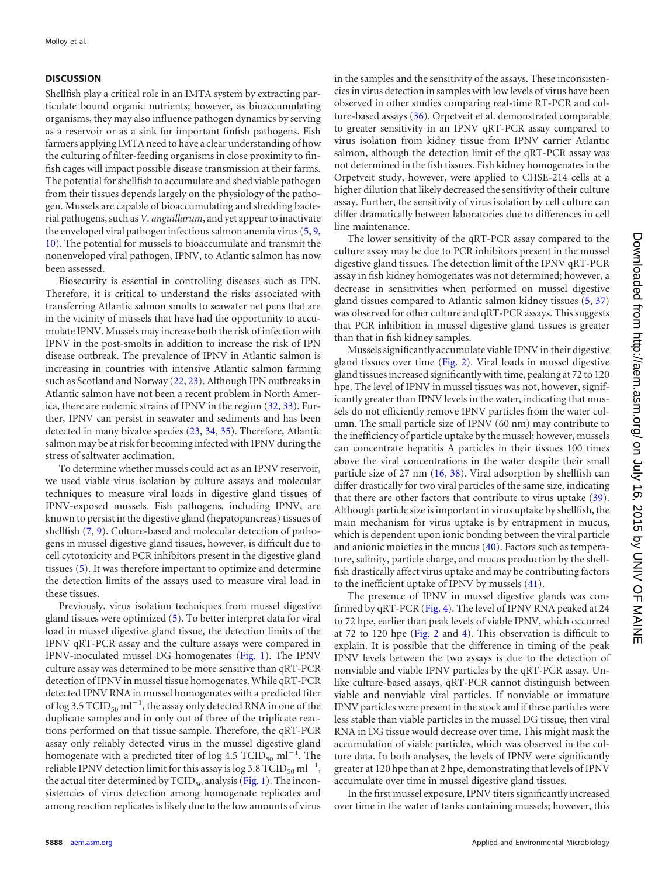## DISCUSSION

Shellfish play a critical role in an IMTA system by extracting particulate bound organic nutrients; however, as bioaccumulating organisms, they may also influence pathogen dynamics by serving as a reservoir or as a sink for important finfish pathogens. Fish farmers applying IMTA need to have a clear understanding of how the culturing of filter-feeding organisms in close proximity to finfish cages will impact possible disease transmission at their farms. The potential for shellfish to accumulate and shed viable pathogen from their tissues depends largely on the physiology of the pathogen. Mussels are capable of bioaccumulating and shedding bacterial pathogens, such as *V. anguillarum*, and yet appear to inactivate the enveloped viral pathogen infectious salmon anemia virus (5, 9, 10). The potential for mussels to bioaccumulate and transmit the nonenveloped viral pathogen, IPNV, to Atlantic salmon has now been assessed.

Biosecurity is essential in controlling diseases such as IPN. Therefore, it is critical to understand the risks associated with transferring Atlantic salmon smolts to seawater net pens that are in the vicinity of mussels that have had the opportunity to accumulate IPNV. Mussels may increase both the risk of infection with IPNV in the post-smolts in addition to increase the risk of IPN disease outbreak. The prevalence of IPNV in Atlantic salmon is increasing in countries with intensive Atlantic salmon farming such as Scotland and Norway (22, 23). Although IPN outbreaks in Atlantic salmon have not been a recent problem in North America, there are endemic strains of IPNV in the region (32, 33). Further, IPNV can persist in seawater and sediments and has been detected in many bivalve species (23, 34, 35). Therefore, Atlantic salmon may be at risk for becoming infected with IPNV during the stress of saltwater acclimation.

To determine whether mussels could act as an IPNV reservoir, we used viable virus isolation by culture assays and molecular techniques to measure viral loads in digestive gland tissues of IPNV-exposed mussels. Fish pathogens, including IPNV, are known to persist in the digestive gland (hepatopancreas) tissues of shellfish (7, 9). Culture-based and molecular detection of pathogens in mussel digestive gland tissues, however, is difficult due to cell cytotoxicity and PCR inhibitors present in the digestive gland tissues (5). It was therefore important to optimize and determine the detection limits of the assays used to measure viral load in these tissues.

Previously, virus isolation techniques from mussel digestive gland tissues were optimized (5). To better interpret data for viral load in mussel digestive gland tissue, the detection limits of the IPNV qRT-PCR assay and the culture assays were compared in IPNV-inoculated mussel DG homogenates (Fig. 1). The IPNV culture assay was determined to be more sensitive than qRT-PCR detection of IPNV in mussel tissue homogenates. While qRT-PCR detected IPNV RNA in mussel homogenates with a predicted titer of log 3.5 $TCID_{50}$ $ml^{-1}$, the assay only detected RNA in one of the duplicate samples and in only out of three of the triplicate reactions performed on that tissue sample. Therefore, the qRT-PCR assay only reliably detected virus in the mussel digestive gland homogenate with a predicted titer of log 4.5 $TCID_{50}$ $ml^{-1}$. The reliable IPNV detection limit for this assay is log 3.8 $TCID_{50}$ $ml^{-1}$, the actual titer determined by $TCID_{50}$ analysis (Fig. 1). The inconsistencies of virus detection among homogenate replicates and among reaction replicates is likely due to the low amounts of virus in the samples and the sensitivity of the assays. These inconsistencies in virus detection in samples with low levels of virus have been observed in other studies comparing real-time RT-PCR and culture-based assays (36). Orpetveit et al. demonstrated comparable to greater sensitivity in an IPNV qRT-PCR assay compared to virus isolation from kidney tissue from IPNV carrier Atlantic salmon, although the detection limit of the qRT-PCR assay was not determined in the fish tissues. Fish kidney homogenates in the Orpetveit study, however, were applied to CHSE-214 cells at a higher dilution that likely decreased the sensitivity of their culture assay. Further, the sensitivity of virus isolation by cell culture can differ dramatically between laboratories due to differences in cell line maintenance.

The lower sensitivity of the qRT-PCR assay compared to the culture assay may be due to PCR inhibitors present in the mussel digestive gland tissues. The detection limit of the IPNV qRT-PCR assay in fish kidney homogenates was not determined; however, a decrease in sensitivities when performed on mussel digestive gland tissues compared to Atlantic salmon kidney tissues (5, 37) was observed for other culture and qRT-PCR assays. This suggests that PCR inhibition in mussel digestive gland tissues is greater than that in fish kidney samples.

Mussels significantly accumulate viable IPNV in their digestive gland tissues over time (Fig. 2). Viral loads in mussel digestive gland tissues increased significantly with time, peaking at 72 to 120 hpe. The level of IPNV in mussel tissues was not, however, significantly greater than IPNV levels in the water, indicating that mussels do not efficiently remove IPNV particles from the water column. The small particle size of IPNV (60 nm) may contribute to the inefficiency of particle uptake by the mussel; however, mussels can concentrate hepatitis A particles in their tissues 100 times above the viral concentrations in the water despite their small particle size of 27 nm (16, 38). Viral adsorption by shellfish can differ drastically for two viral particles of the same size, indicating that there are other factors that contribute to virus uptake (39). Although particle size is important in virus uptake by shellfish, the main mechanism for virus uptake is by entrapment in mucus, which is dependent upon ionic bonding between the viral particle and anionic moieties in the mucus (40). Factors such as temperature, salinity, particle charge, and mucus production by the shellfish drastically affect virus uptake and may be contributing factors to the inefficient uptake of IPNV by mussels (41).

The presence of IPNV in mussel digestive glands was confirmed by qRT-PCR (Fig. 4). The level of IPNV RNA peaked at 24 to 72 hpe, earlier than peak levels of viable IPNV, which occurred at 72 to 120 hpe (Fig. 2 and 4). This observation is difficult to explain. It is possible that the difference in timing of the peak IPNV levels between the two assays is due to the detection of nonviable and viable IPNV particles by the qRT-PCR assay. Unlike culture-based assays, qRT-PCR cannot distinguish between viable and nonviable viral particles. If nonviable or immature IPNV particles were present in the stock and if these particles were less stable than viable particles in the mussel DG tissue, then viral RNA in DG tissue would decrease over time. This might mask the accumulation of viable particles, which was observed in the culture data. In both analyses, the levels of IPNV were significantly greater at 120 hpe than at 2 hpe, demonstrating that levels of IPNV accumulate over time in mussel digestive gland tissues.

In the first mussel exposure, IPNV titers significantly increased over time in the water of tanks containing mussels; however, this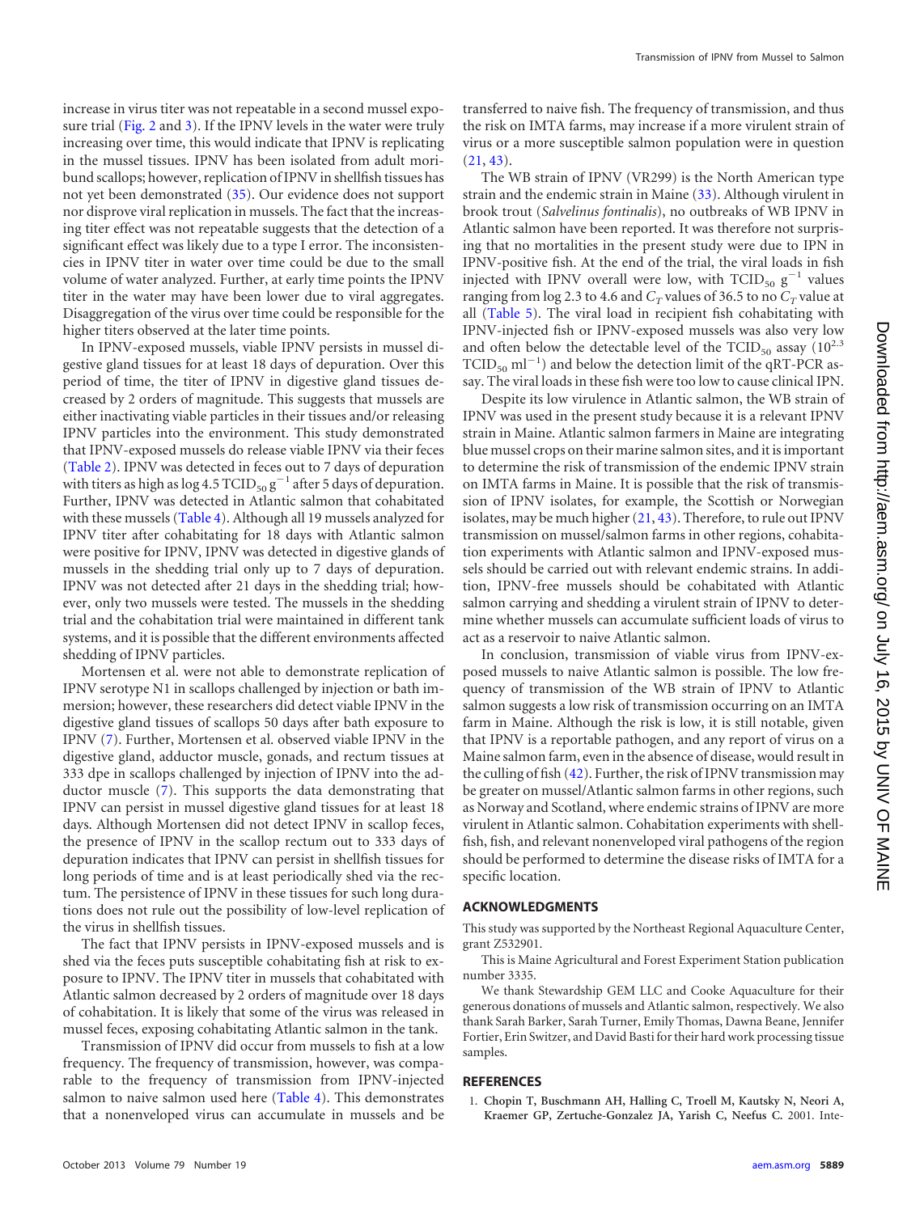increase in virus titer was not repeatable in a second mussel exposure trial (Fig. 2 and 3). If the IPNV levels in the water were truly increasing over time, this would indicate that IPNV is replicating in the mussel tissues. IPNV has been isolated from adult moribund scallops; however, replication of IPNV in shellfish tissues has not yet been demonstrated (35). Our evidence does not support nor disprove viral replication in mussels. The fact that the increasing titer effect was not repeatable suggests that the detection of a significant effect was likely due to a type I error. The inconsistencies in IPNV titer in water over time could be due to the small volume of water analyzed. Further, at early time points the IPNV titer in the water may have been lower due to viral aggregates. Disaggregation of the virus over time could be responsible for the higher titers observed at the later time points.

In IPNV-exposed mussels, viable IPNV persists in mussel digestive gland tissues for at least 18 days of depuration. Over this period of time, the titer of IPNV in digestive gland tissues decreased by 2 orders of magnitude. This suggests that mussels are either inactivating viable particles in their tissues and/or releasing IPNV particles into the environment. This study demonstrated that IPNV-exposed mussels do release viable IPNV via their feces (Table 2). IPNV was detected in feces out to 7 days of depuration with titers as high as log 4.5 $TCID_{50}$ $g^{-1}$ after 5 days of depuration. Further, IPNV was detected in Atlantic salmon that cohabitated with these mussels (Table 4). Although all 19 mussels analyzed for IPNV titer after cohabitating for 18 days with Atlantic salmon were positive for IPNV, IPNV was detected in digestive glands of mussels in the shedding trial only up to 7 days of depuration. IPNV was not detected after 21 days in the shedding trial; however, only two mussels were tested. The mussels in the shedding trial and the cohabitation trial were maintained in different tank systems, and it is possible that the different environments affected shedding of IPNV particles.

Mortensen et al. were not able to demonstrate replication of IPNV serotype N1 in scallops challenged by injection or bath immersion; however, these researchers did detect viable IPNV in the digestive gland tissues of scallops 50 days after bath exposure to IPNV (7). Further, Mortensen et al. observed viable IPNV in the digestive gland, adductor muscle, gonads, and rectum tissues at 333 dpe in scallops challenged by injection of IPNV into the adductor muscle (7). This supports the data demonstrating that IPNV can persist in mussel digestive gland tissues for at least 18 days. Although Mortensen did not detect IPNV in scallop feces, the presence of IPNV in the scallop rectum out to 333 days of depuration indicates that IPNV can persist in shellfish tissues for long periods of time and is at least periodically shed via the rectum. The persistence of IPNV in these tissues for such long durations does not rule out the possibility of low-level replication of the virus in shellfish tissues.

The fact that IPNV persists in IPNV-exposed mussels and is shed via the feces puts susceptible cohabitating fish at risk to exposure to IPNV. The IPNV titer in mussels that cohabitated with Atlantic salmon decreased by 2 orders of magnitude over 18 days of cohabitation. It is likely that some of the virus was released in mussel feces, exposing cohabitating Atlantic salmon in the tank.

Transmission of IPNV did occur from mussels to fish at a low frequency. The frequency of transmission, however, was comparable to the frequency of transmission from IPNV-injected salmon to naive salmon used here (Table 4). This demonstrates that a nonenveloped virus can accumulate in mussels and be transferred to naive fish. The frequency of transmission, and thus the risk on IMTA farms, may increase if a more virulent strain of virus or a more susceptible salmon population were in question (21, 43).

The WB strain of IPNV (VR299) is the North American type strain and the endemic strain in Maine (33). Although virulent in brook trout (*Salvelinus fontinalis*), no outbreaks of WB IPNV in Atlantic salmon have been reported. It was therefore not surprising that no mortalities in the present study were due to IPN in IPNV-positive fish. At the end of the trial, the viral loads in fish injected with IPNV overall were low, with $TCID_{50}$ $g^{-1}$ values ranging from log 2.3 to 4.6 and $C_T$ values of 36.5 to no $C_T$ value at all (Table 5). The viral load in recipient fish cohabitating with IPNV-injected fish or IPNV-exposed mussels was also very low and often below the detectable level of the $TCID_{50}$ assay ($10^{2.3}$ $TCID_{50}$ $ml^{-1}$) and below the detection limit of the qRT-PCR assay. The viral loads in these fish were too low to cause clinical IPN.

Despite its low virulence in Atlantic salmon, the WB strain of IPNV was used in the present study because it is a relevant IPNV strain in Maine. Atlantic salmon farmers in Maine are integrating blue mussel crops on their marine salmon sites, and it is important to determine the risk of transmission of the endemic IPNV strain on IMTA farms in Maine. It is possible that the risk of transmission of IPNV isolates, for example, the Scottish or Norwegian isolates, may be much higher (21, 43). Therefore, to rule out IPNV transmission on mussel/salmon farms in other regions, cohabitation experiments with Atlantic salmon and IPNV-exposed mussels should be carried out with relevant endemic strains. In addition, IPNV-free mussels should be cohabitated with Atlantic salmon carrying and shedding a virulent strain of IPNV to determine whether mussels can accumulate sufficient loads of virus to act as a reservoir to naive Atlantic salmon.

In conclusion, transmission of viable virus from IPNV-exposed mussels to naive Atlantic salmon is possible. The low frequency of transmission of the WB strain of IPNV to Atlantic salmon suggests a low risk of transmission occurring on an IMTA farm in Maine. Although the risk is low, it is still notable, given that IPNV is a reportable pathogen, and any report of virus on a Maine salmon farm, even in the absence of disease, would result in the culling of fish (42). Further, the risk of IPNV transmission may be greater on mussel/Atlantic salmon farms in other regions, such as Norway and Scotland, where endemic strains of IPNV are more virulent in Atlantic salmon. Cohabitation experiments with shellfish, fish, and relevant nonenveloped viral pathogens of the region should be performed to determine the disease risks of IMTA for a specific location.

## ACKNOWLEDGMENTS

This study was supported by the Northeast Regional Aquaculture Center, grant Z532901.

This is Maine Agricultural and Forest Experiment Station publication number 3335.

We thank Stewardship GEM LLC and Cooke Aquaculture for their generous donations of mussels and Atlantic salmon, respectively. We also thank Sarah Barker, Sarah Turner, Emily Thomas, Dawna Beane, Jennifer Fortier, Erin Switzer, and David Basti for their hard work processing tissue samples.

## REFERENCES

1. **Chopin T, Buschmann AH, Halling C, Troell M, Kautsky N, Neori A, Kraemer GP, Zertuche-Gonzalez JA, Yarish C, Neefus C.** 2001. Inte-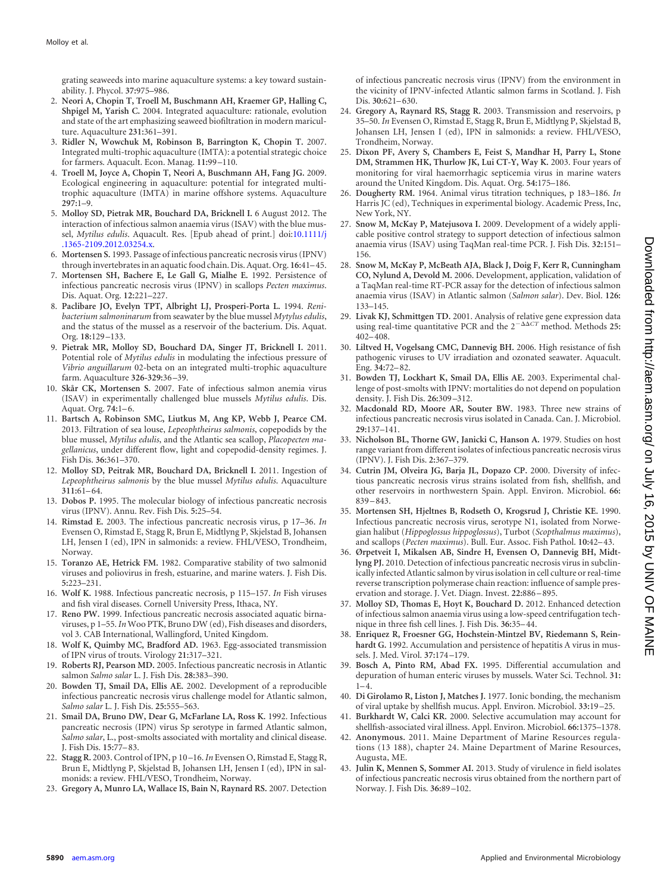grating seaweeds into marine aquaculture systems: a key toward sustainability. J. Phycol. **37:**975–986.

2. **Neori A, Chopin T, Troell M, Buschmann AH, Kraemer GP, Halling C, Shpigel M, Yarish C.** 2004. Integrated aquaculture: rationale, evolution and state of the art emphasizing seaweed biofiltration in modern mariculture. Aquaculture **231:**361–391.
3. **Ridler N, Wowchuk M, Robinson B, Barrington K, Chopin T.** 2007. Integrated multi-trophic aquaculture (IMTA): a potential strategic choice for farmers. Aquacult. Econ. Manag. **11:**99–110.
4. **Troell M, Joyce A, Chopin T, Neori A, Buschmann AH, Fang JG.** 2009. Ecological engineering in aquaculture: potential for integrated multi-trophic aquaculture (IMTA) in marine offshore systems. Aquaculture **297:**1–9.
5. **Molloy SD, Pietrak MR, Bouchard DA, Bricknell I.** 6 August 2012. The interaction of infectious salmon anaemia virus (ISAV) with the blue mussel, *Mytilus edulis*. Aquacult. Res. [Epub ahead of print.] doi:10.1111/j.1365-2109.2012.03254.x.
6. **Mortensen S.** 1993. Passage of infectious pancreatic necrosis virus (IPNV) through invertebrates in an aquatic food chain. Dis. Aquat. Org. **16:**41–45.
7. **Mortensen SH, Bachere E, Le Gall G, Mialhe E.** 1992. Persistence of infectious pancreatic necrosis virus (IPNV) in scallops *Pecten maximus*. Dis. Aquat. Org. **12:**221–227.
8. **Paclibare JO, Evelyn TPT, Albright LJ, Prosperi-Porta L.** 1994. *Renibacterium salmoninarum* from seawater by the blue mussel *Mytylus edulis*, and the status of the mussel as a reservoir of the bacterium. Dis. Aquat. Org. **18:**129–133.
9. **Pietrak MR, Molloy SD, Bouchard DA, Singer JT, Bricknell I.** 2011. Potential role of *Mytilus edulis* in modulating the infectious pressure of *Vibrio anguillarum* 02-beta on an integrated multi-trophic aquaculture farm. Aquaculture **326-329:**36–39.
10. **Skår CK, Mortensen S.** 2007. Fate of infectious salmon anemia virus (ISAV) in experimentally challenged blue mussels *Mytilus edulis*. Dis. Aquat. Org. **74:**1–6.
11. **Bartsch A, Robinson SMC, Liutkus M, Ang KP, Webb J, Pearce CM.** 2013. Filtration of sea louse, *Lepeophtheirus salmonis*, copepodids by the blue mussel, *Mytilus edulis*, and the Atlantic sea scallop, *Placopecten magellanicus*, under different flow, light and copepodid-density regimes. J. Fish Dis. **36:**361–370.
12. **Molloy SD, Peitrak MR, Bouchard DA, Bricknell I.** 2011. Ingestion of *Lepeophtheirus salmonis* by the blue mussel *Mytilus edulis*. Aquaculture **311:**61–64.
13. **Dobos P.** 1995. The molecular biology of infectious pancreatic necrosis virus (IPNV). Annu. Rev. Fish Dis. **5:**25–54.
14. **Rimstad E.** 2003. The infectious pancreatic necrosis virus, p 17–36. *In* Evensen O, Rimstad E, Stagg R, Brun E, Midtlyng P, Skjelstad B, Johansen LH, Jensen I (ed), IPN in salmonids: a review. FHL/VESO, Trondheim, Norway.
15. **Toranzo AE, Hetrick FM.** 1982. Comparative stability of two salmonid viruses and poliovirus in fresh, estuarine, and marine waters. J. Fish Dis. **5:**223–231.
16. **Wolf K.** 1988. Infectious pancreatic necrosis, p 115–157. *In* Fish viruses and fish viral diseases. Cornell University Press, Ithaca, NY.
17. **Reno PW.** 1999. Infectious pancreatic necrosis associated aquatic birnaviruses, p 1–55. *In* Woo PTK, Bruno DW (ed), Fish diseases and disorders, vol 3. CAB International, Wallingford, United Kingdom.
18. **Wolf K, Quimby MC, Bradford AD.** 1963. Egg-associated transmission of IPN virus of trouts. Virology **21:**317–321.
19. **Roberts RJ, Pearson MD.** 2005. Infectious pancreatic necrosis in Atlantic salmon *Salmo salar* L. J. Fish Dis. **28:**383–390.
20. **Bowden TJ, Smail DA, Ellis AE.** 2002. Development of a reproducible infectious pancreatic necrosis virus challenge model for Atlantic salmon, *Salmo salar* L. J. Fish Dis. **25:**555–563.
21. **Smail DA, Bruno DW, Dear G, McFarlane LA, Ross K.** 1992. Infectious pancreatic necrosis (IPN) virus Sp serotype in farmed Atlantic salmon, *Salmo salar*, L., post-smolts associated with mortality and clinical disease. J. Fish Dis. **15:**77–83.
22. **Stagg R.** 2003. Control of IPN, p 10–16. *In* Evensen O, Rimstad E, Stagg R, Brun E, Midtlyng P, Skjelstad B, Johansen LH, Jensen I (ed), IPN in salmonids: a review. FHL/VESO, Trondheim, Norway.
23. **Gregory A, Munro LA, Wallace IS, Bain N, Raynard RS.** 2007. Detection of infectious pancreatic necrosis virus (IPNV) from the environment in the vicinity of IPNV-infected Atlantic salmon farms in Scotland. J. Fish Dis. **30:**621–630.
24. **Gregory A, Raynard RS, Stagg R.** 2003. Transmission and reservoirs, p 35–50. *In* Evensen O, Rimstad E, Stagg R, Brun E, Midtlyng P, Skjelstad B, Johansen LH, Jensen I (ed), IPN in salmonids: a review. FHL/VESO, Trondheim, Norway.
25. **Dixon PF, Avery S, Chambers E, Feist S, Mandhar H, Parry L, Stone DM, Strammen HK, Thurlow JK, Lui CT-Y, Way K.** 2003. Four years of monitoring for viral haemorrhagic septicemia virus in marine waters around the United Kingdom. Dis. Aquat. Org. **54:**175–186.
26. **Dougherty RM.** 1964. Animal virus titration techniques, p 183–186. *In* Harris JC (ed), Techniques in experimental biology. Academic Press, Inc, New York, NY.
27. **Snow M, McKay P, Matejusova I.** 2009. Development of a widely applicable positive control strategy to support detection of infectious salmon anaemia virus (ISAV) using TaqMan real-time PCR. J. Fish Dis. **32:**151–156.
28. **Snow M, McKay P, McBeath AJA, Black J, Doig F, Kerr R, Cunningham CO, Nylund A, Devold M.** 2006. Development, application, validation of a TaqMan real-time RT-PCR assay for the detection of infectious salmon anaemia virus (ISAV) in Atlantic salmon (*Salmon salar*). Dev. Biol. **126:**133–145.
29. **Livak KJ, Schmittgen TD.** 2001. Analysis of relative gene expression data using real-time quantitative PCR and the $2^{-\Delta\Delta CT}$ method. Methods **25:**402–408.
30. **Liltved H, Vogelsang CMC, Dannevig BH.** 2006. High resistance of fish pathogenic viruses to UV irradiation and ozonated seawater. Aquacult. Eng. **34:**72–82.
31. **Bowden TJ, Lockhart K, Smail DA, Ellis AE.** 2003. Experimental challenge of post-smolts with IPNV: mortalities do not depend on population density. J. Fish Dis. **26:**309–312.
32. **Macdonald RD, Moore AR, Souter BW.** 1983. Three new strains of infectious pancreatic necrosis virus isolated in Canada. Can. J. Microbiol. **29:**137–141.
33. **Nicholson BL, Thorne GW, Janicki C, Hanson A.** 1979. Studies on host range variant from different isolates of infectious pancreatic necrosis virus (IPNV). J. Fish Dis. **2:**367–379.
34. **Cutrin JM, Olveira JG, Barja JL, Dopazo CP.** 2000. Diversity of infectious pancreatic necrosis virus strains isolated from fish, shellfish, and other reservoirs in northwestern Spain. Appl. Environ. Microbiol. **66:**839–843.
35. **Mortensen SH, Hjeltnes B, Rodseth O, Krogsrud J, Christie KE.** 1990. Infectious pancreatic necrosis virus, serotype N1, isolated from Norwegian halibut (*Hippoglossus hippoglossus*), Turbot (*Scopthalmus maximus*), and scallops (*Pecten maximus*). Bull. Eur. Assoc. Fish Pathol. **10:**42–43.
36. **Ørpetveit I, Mikalsen AB, Sindre H, Evensen O, Dannevig BH, Midtlyng PJ.** 2010. Detection of infectious pancreatic necrosis virus in subclinically infected Atlantic salmon by virus isolation in cell culture or real-time reverse transcription polymerase chain reaction: influence of sample preservation and storage. J. Vet. Diagn. Invest. **22:**886–895.
37. **Molloy SD, Thomas E, Hoyt K, Bouchard D.** 2012. Enhanced detection of infectious salmon anaemia virus using a low-speed centrifugation technique in three fish cell lines. J. Fish Dis. **36:**35–44.
38. **Enriquez R, Froesner GG, Hochstein-Mintzel BV, Riedemann S, Reinhardt G.** 1992. Accumulation and persistence of hepatitis A virus in mussels. J. Med. Virol. **37:**174–179.
39. **Bosch A, Pinto RM, Abad FX.** 1995. Differential accumulation and depuration of human enteric viruses by mussels. Water Sci. Technol. **31:**1–4.
40. **Di Girolamo R, Liston J, Matches J.** 1977. Ionic bonding, the mechanism of viral uptake by shellfish mucus. Appl. Environ. Microbiol. **33:**19–25.
41. **Burkhardt W, Calci KR.** 2000. Selective accumulation may account for shellfish-associated viral illness. Appl. Environ. Microbiol. **66:**1375–1378.
42. **Anonymous.** 2011. Maine Department of Marine Resources regulations (13 188), chapter 24. Maine Department of Marine Resources, Augusta, ME.
43. **Julin K, Mennen S, Sommer AI.** 2013. Study of virulence in field isolates of infectious pancreatic necrosis virus obtained from the northern part of Norway. J. Fish Dis. **36:**89–102.